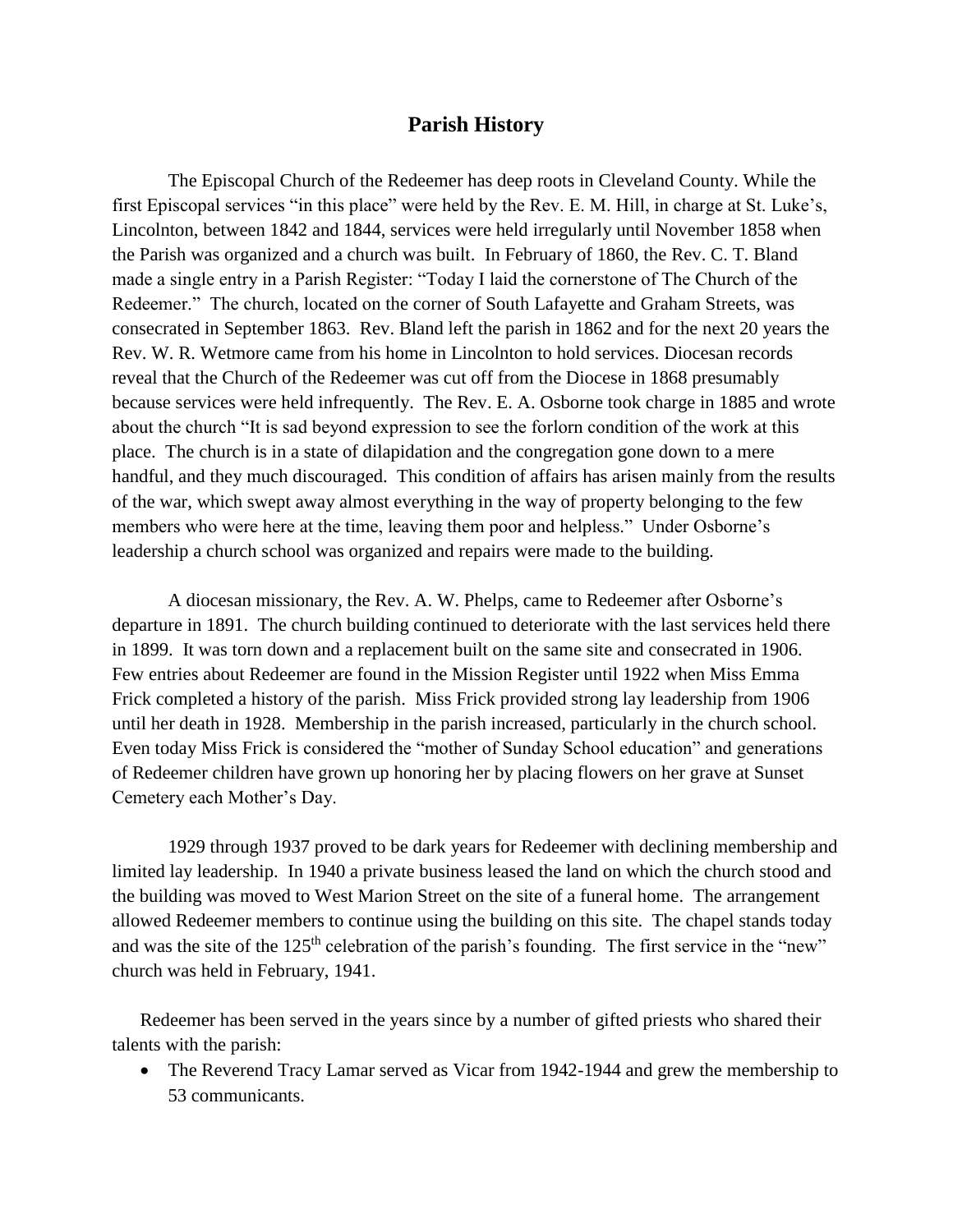# Parish History

The Episcopal Church of the Redeemer has deep roots in Cleveland County. While the first Episcopal services "in this place" were held by the Rev. E. M. Hill, in charge at St. Luke's, Lincolnton, between 1842 and 1844, services were held irregularly until November 1858 when the Parish was organized and a church was built. In February of 1860, the Rev. C. T. Bland made a single entry in a Parish Register: "Today I laid the cornerstone of The Church of the Redeemer." The church, located on the corner of South Lafayette and Graham Streets, was consecrated in September 1863. Rev. Bland left the parish in 1862 and for the next 20 years the Rev. W. R. Wetmore came from his home in Lincolnton to hold services. Diocesan records reveal that the Church of the Redeemer was cut off from the Diocese in 1868 presumably because services were held infrequently. The Rev. E. A. Osborne took charge in 1885 and wrote about the church "It is sad beyond expression to see the forlorn condition of the work at this place. The church is in a state of dilapidation and the congregation gone down to a mere handful, and they much discouraged. This condition of affairs has arisen mainly from the results of the war, which swept away almost everything in the way of property belonging to the few members who were here at the time, leaving them poor and helpless." Under Osborne's leadership a church school was organized and repairs were made to the building.

A diocesan missionary, the Rev. A. W. Phelps, came to Redeemer after Osborne's departure in 1891. The church building continued to deteriorate with the last services held there in 1899. It was torn down and a replacement built on the same site and consecrated in 1906. Few entries about Redeemer are found in the Mission Register until 1922 when Miss Emma Frick completed a history of the parish. Miss Frick provided strong lay leadership from 1906 until her death in 1928. Membership in the parish increased, particularly in the church school. Even today Miss Frick is considered the "mother of Sunday School education" and generations of Redeemer children have grown up honoring her by placing flowers on her grave at Sunset Cemetery each Mother's Day.

1929 through 1937 proved to be dark years for Redeemer with declining membership and limited lay leadership. In 1940 a private business leased the land on which the church stood and the building was moved to West Marion Street on the site of a funeral home. The arrangement allowed Redeemer members to continue using the building on this site. The chapel stands today and was the site of the 125th celebration of the parish's founding. The first service in the "new" church was held in February, 1941.

Redeemer has been served in the years since by a number of gifted priests who shared their talents with the parish:

- The Reverend Tracy Lamar served as Vicar from 1942-1944 and grew the membership to 53 communicants.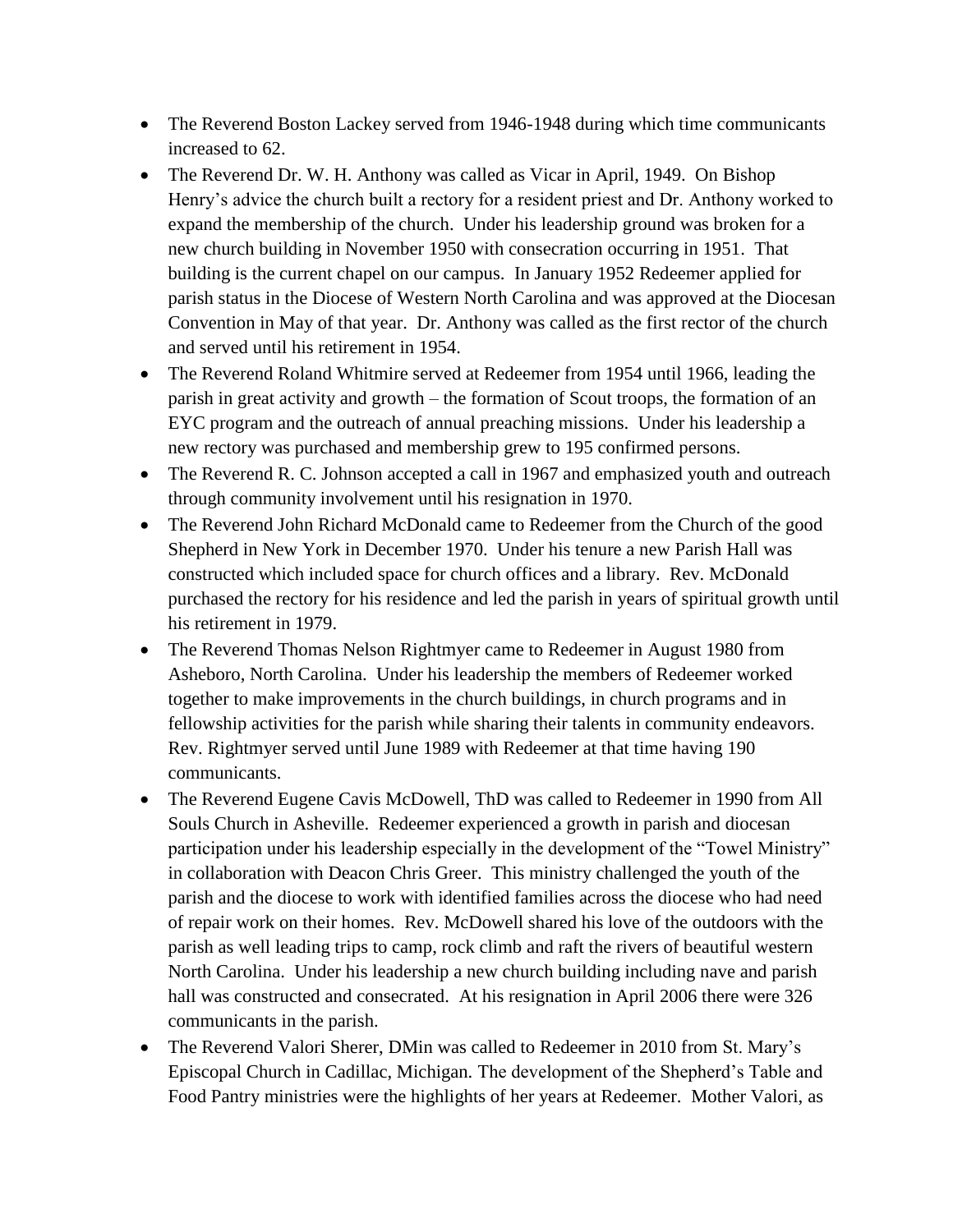- The Reverend Boston Lackey served from 1946-1948 during which time communicants increased to 62.
- The Reverend Dr. W. H. Anthony was called as Vicar in April, 1949. On Bishop Henry's advice the church built a rectory for a resident priest and Dr. Anthony worked to expand the membership of the church. Under his leadership ground was broken for a new church building in November 1950 with consecration occurring in 1951. That building is the current chapel on our campus. In January 1952 Redeemer applied for parish status in the Diocese of Western North Carolina and was approved at the Diocesan Convention in May of that year. Dr. Anthony was called as the first rector of the church and served until his retirement in 1954.
- The Reverend Roland Whitmire served at Redeemer from 1954 until 1966, leading the parish in great activity and growth – the formation of Scout troops, the formation of an EYC program and the outreach of annual preaching missions. Under his leadership a new rectory was purchased and membership grew to 195 confirmed persons.
- The Reverend R. C. Johnson accepted a call in 1967 and emphasized youth and outreach through community involvement until his resignation in 1970.
- The Reverend John Richard McDonald came to Redeemer from the Church of the good Shepherd in New York in December 1970. Under his tenure a new Parish Hall was constructed which included space for church offices and a library. Rev. McDonald purchased the rectory for his residence and led the parish in years of spiritual growth until his retirement in 1979.
- The Reverend Thomas Nelson Rightmyer came to Redeemer in August 1980 from Asheboro, North Carolina. Under his leadership the members of Redeemer worked together to make improvements in the church buildings, in church programs and in fellowship activities for the parish while sharing their talents in community endeavors. Rev. Rightmyer served until June 1989 with Redeemer at that time having 190 communicants.
- The Reverend Eugene Cavis McDowell, ThD was called to Redeemer in 1990 from All Souls Church in Asheville. Redeemer experienced a growth in parish and diocesan participation under his leadership especially in the development of the "Towel Ministry" in collaboration with Deacon Chris Greer. This ministry challenged the youth of the parish and the diocese to work with identified families across the diocese who had need of repair work on their homes. Rev. McDowell shared his love of the outdoors with the parish as well leading trips to camp, rock climb and raft the rivers of beautiful western North Carolina. Under his leadership a new church building including nave and parish hall was constructed and consecrated. At his resignation in April 2006 there were 326 communicants in the parish.
- The Reverend Valori Sherer, DMin was called to Redeemer in 2010 from St. Mary's Episcopal Church in Cadillac, Michigan. The development of the Shepherd's Table and Food Pantry ministries were the highlights of her years at Redeemer. Mother Valori, as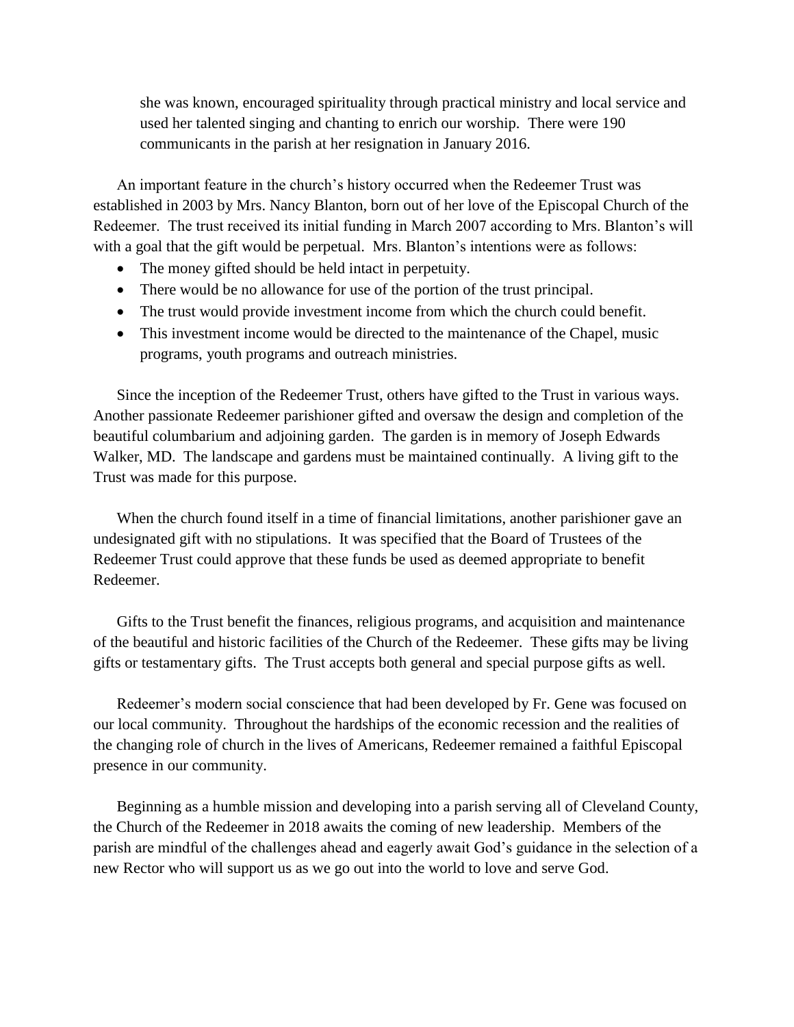she was known, encouraged spirituality through practical ministry and local service and used her talented singing and chanting to enrich our worship. There were 190 communicants in the parish at her resignation in January 2016.

An important feature in the church's history occurred when the Redeemer Trust was established in 2003 by Mrs. Nancy Blanton, born out of her love of the Episcopal Church of the Redeemer. The trust received its initial funding in March 2007 according to Mrs. Blanton's will with a goal that the gift would be perpetual. Mrs. Blanton's intentions were as follows:

- The money gifted should be held intact in perpetuity.
- There would be no allowance for use of the portion of the trust principal.
- The trust would provide investment income from which the church could benefit.
- This investment income would be directed to the maintenance of the Chapel, music programs, youth programs and outreach ministries.

Since the inception of the Redeemer Trust, others have gifted to the Trust in various ways. Another passionate Redeemer parishioner gifted and oversaw the design and completion of the beautiful columbarium and adjoining garden. The garden is in memory of Joseph Edwards Walker, MD. The landscape and gardens must be maintained continually. A living gift to the Trust was made for this purpose.

When the church found itself in a time of financial limitations, another parishioner gave an undesignated gift with no stipulations. It was specified that the Board of Trustees of the Redeemer Trust could approve that these funds be used as deemed appropriate to benefit Redeemer.

Gifts to the Trust benefit the finances, religious programs, and acquisition and maintenance of the beautiful and historic facilities of the Church of the Redeemer. These gifts may be living gifts or testamentary gifts. The Trust accepts both general and special purpose gifts as well.

Redeemer's modern social conscience that had been developed by Fr. Gene was focused on our local community. Throughout the hardships of the economic recession and the realities of the changing role of church in the lives of Americans, Redeemer remained a faithful Episcopal presence in our community.

Beginning as a humble mission and developing into a parish serving all of Cleveland County, the Church of the Redeemer in 2018 awaits the coming of new leadership. Members of the parish are mindful of the challenges ahead and eagerly await God's guidance in the selection of a new Rector who will support us as we go out into the world to love and serve God.